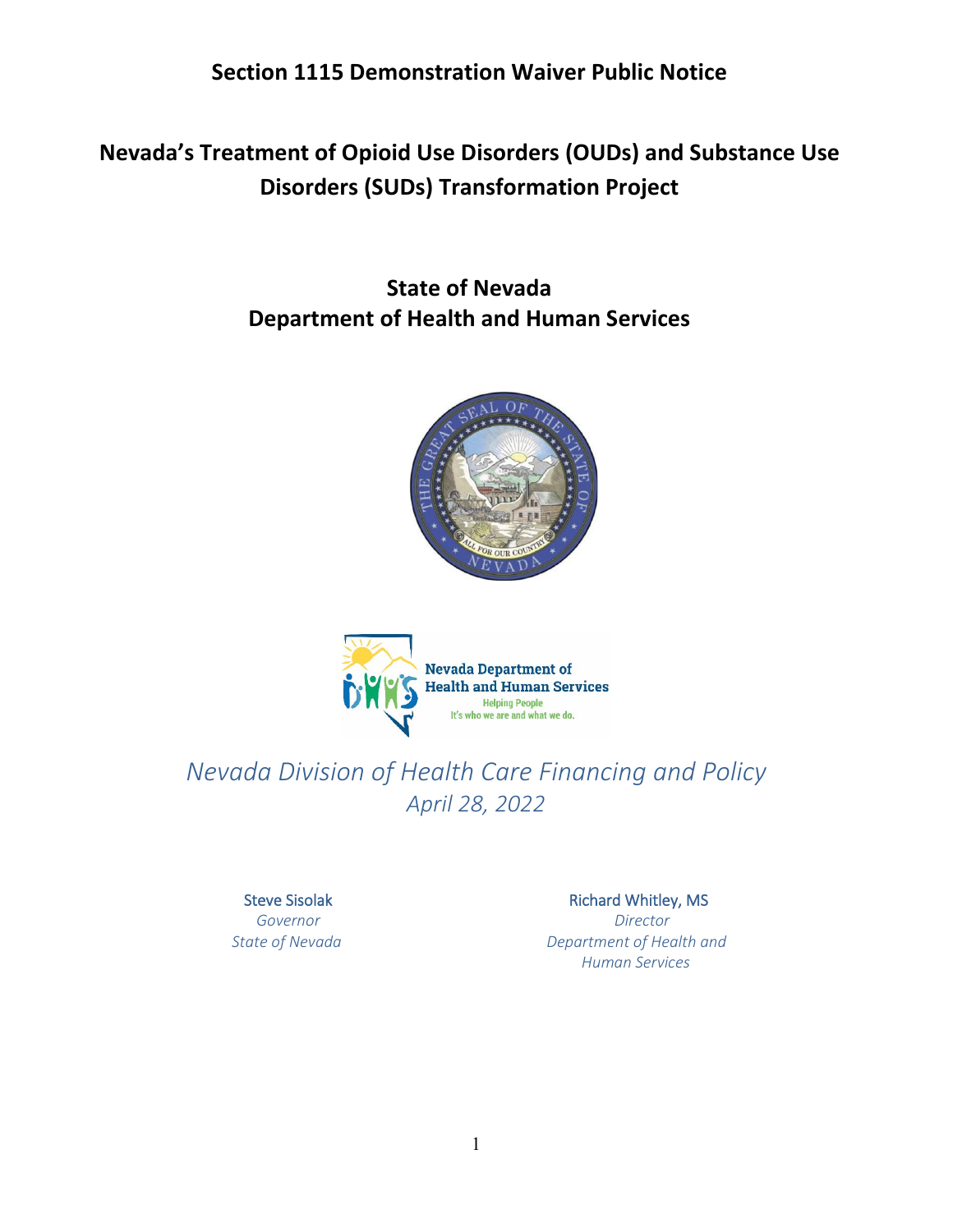# Section 1115 Demonstration Waiver Public Notice

## Nevada's Treatment of Opioid Use Disorders (OUDs) and Substance Use Disorders (SUDs) Transformation Project

## State of Nevada
## Department of Health and Human Services

Nevada Department of Health and Human Services
Helping People
It's who we are and what we do.

*Nevada Division of Health Care Financing and Policy*
*April 28, 2022*

Steve Sisolak
*Governor*
*State of Nevada*

Richard Whitley, MS
*Director*
*Department of Health and Human Services*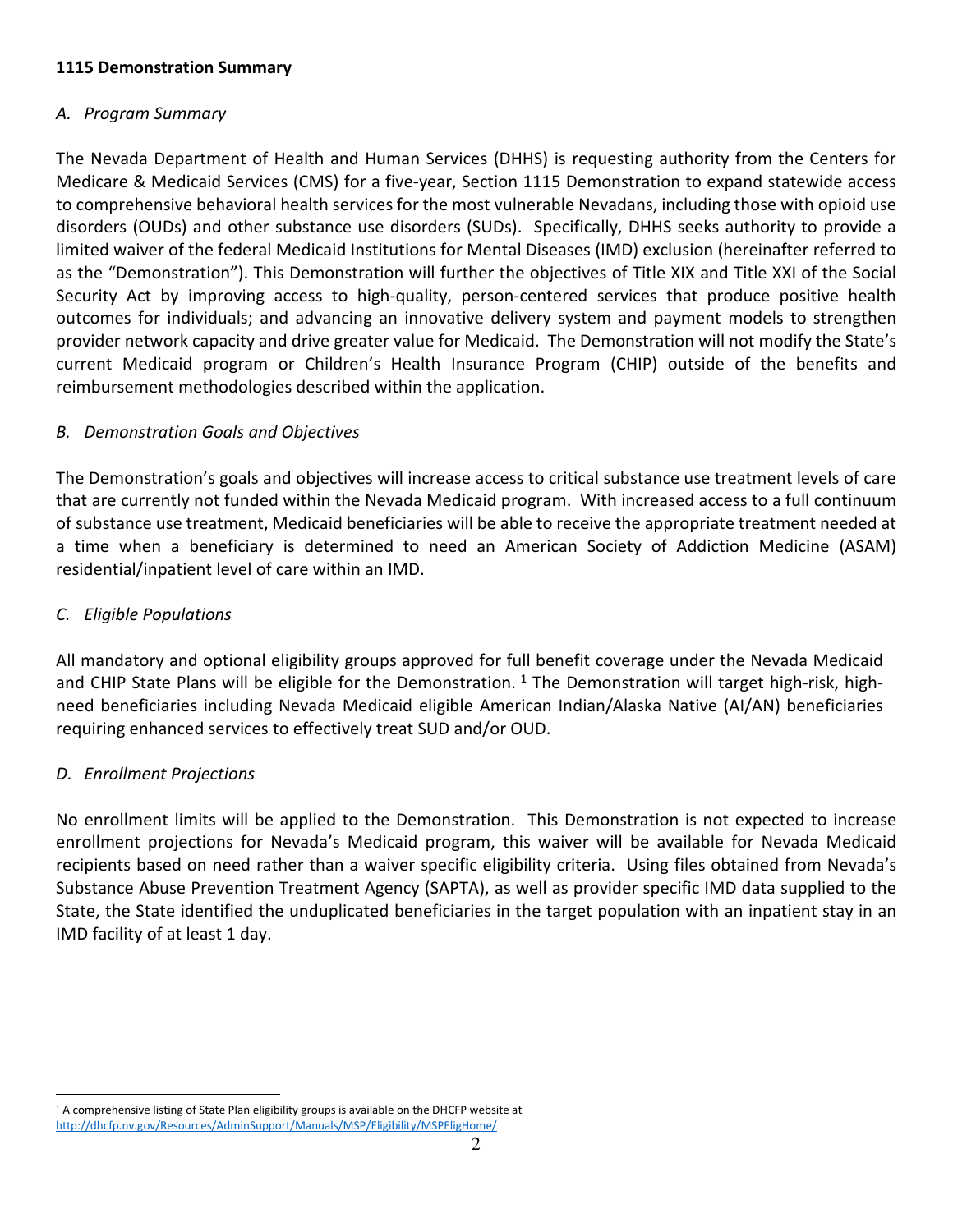**1115 Demonstration Summary**

## *A. Program Summary*

The Nevada Department of Health and Human Services (DHHS) is requesting authority from the Centers for Medicare & Medicaid Services (CMS) for a five-year, Section 1115 Demonstration to expand statewide access to comprehensive behavioral health services for the most vulnerable Nevadans, including those with opioid use disorders (OUDs) and other substance use disorders (SUDs). Specifically, DHHS seeks authority to provide a limited waiver of the federal Medicaid Institutions for Mental Diseases (IMD) exclusion (hereinafter referred to as the "Demonstration"). This Demonstration will further the objectives of Title XIX and Title XXI of the Social Security Act by improving access to high-quality, person-centered services that produce positive health outcomes for individuals; and advancing an innovative delivery system and payment models to strengthen provider network capacity and drive greater value for Medicaid. The Demonstration will not modify the State's current Medicaid program or Children's Health Insurance Program (CHIP) outside of the benefits and reimbursement methodologies described within the application.

## *B. Demonstration Goals and Objectives*

The Demonstration's goals and objectives will increase access to critical substance use treatment levels of care that are currently not funded within the Nevada Medicaid program. With increased access to a full continuum of substance use treatment, Medicaid beneficiaries will be able to receive the appropriate treatment needed at a time when a beneficiary is determined to need an American Society of Addiction Medicine (ASAM) residential/inpatient level of care within an IMD.

## *C. Eligible Populations*

All mandatory and optional eligibility groups approved for full benefit coverage under the Nevada Medicaid and CHIP State Plans will be eligible for the Demonstration. [1] The Demonstration will target high-risk, high-need beneficiaries including Nevada Medicaid eligible American Indian/Alaska Native (AI/AN) beneficiaries requiring enhanced services to effectively treat SUD and/or OUD.

## *D. Enrollment Projections*

No enrollment limits will be applied to the Demonstration. This Demonstration is not expected to increase enrollment projections for Nevada's Medicaid program, this waiver will be available for Nevada Medicaid recipients based on need rather than a waiver specific eligibility criteria. Using files obtained from Nevada's Substance Abuse Prevention Treatment Agency (SAPTA), as well as provider specific IMD data supplied to the State, the State identified the unduplicated beneficiaries in the target population with an inpatient stay in an IMD facility of at least 1 day.

---

[1] A comprehensive listing of State Plan eligibility groups is available on the DHCFP website at http://dhcfp.nv.gov/Resources/AdminSupport/Manuals/MSP/Eligibility/MSPEligHome/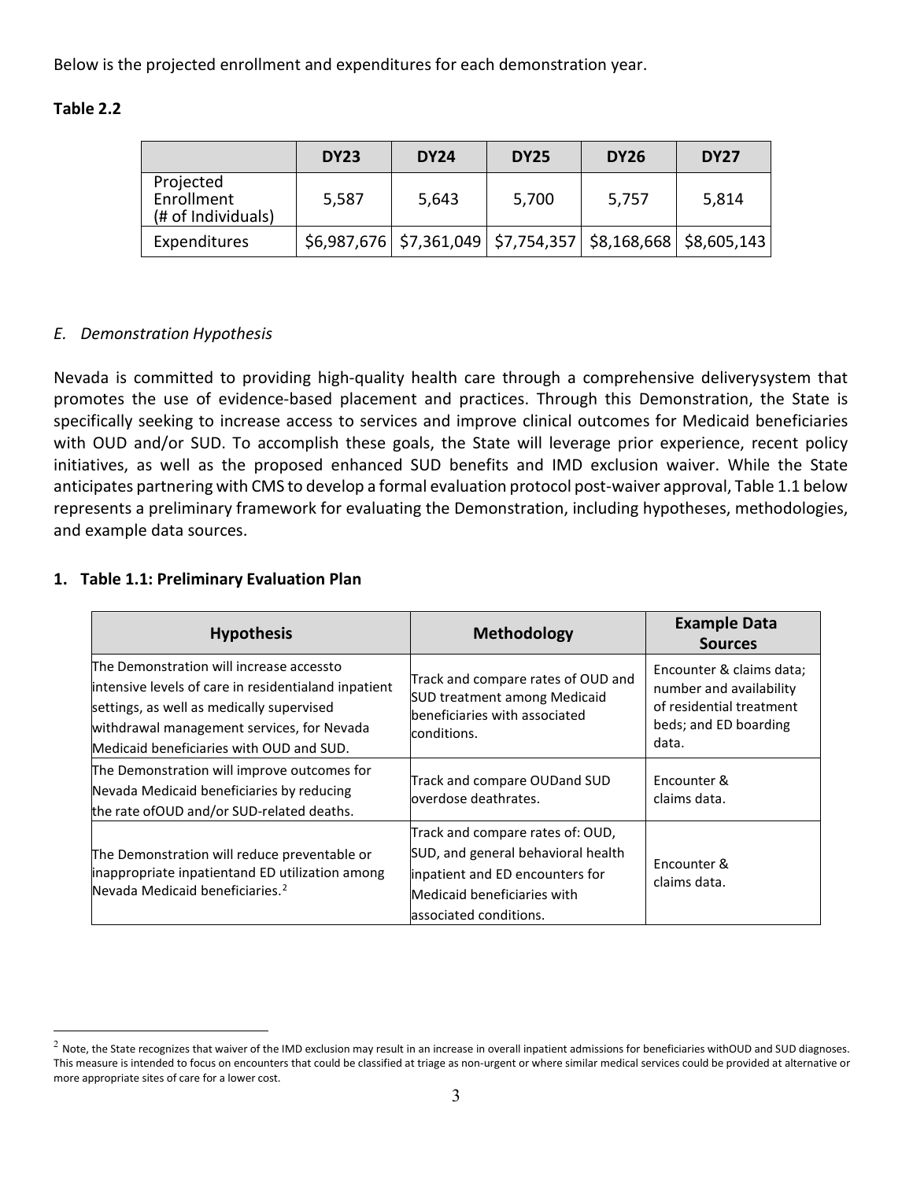Below is the projected enrollment and expenditures for each demonstration year.

**Table 2.2**

| | DY23 | DY24 | DY25 | DY26 | DY27 |
|---|---|---|---|---|---|
| Projected Enrollment (# of Individuals) | 5,587 | 5,643 | 5,700 | 5,757 | 5,814 |
| Expenditures | $6,987,676 | $7,361,049 | $7,754,357 | $8,168,668 | $8,605,143 |

### *E. Demonstration Hypothesis*

Nevada is committed to providing high-quality health care through a comprehensive deliverysystem that promotes the use of evidence-based placement and practices. Through this Demonstration, the State is specifically seeking to increase access to services and improve clinical outcomes for Medicaid beneficiaries with OUD and/or SUD. To accomplish these goals, the State will leverage prior experience, recent policy initiatives, as well as the proposed enhanced SUD benefits and IMD exclusion waiver. While the State anticipates partnering with CMS to develop a formal evaluation protocol post-waiver approval, Table 1.1 below represents a preliminary framework for evaluating the Demonstration, including hypotheses, methodologies, and example data sources.

#### 1. Table 1.1: Preliminary Evaluation Plan

| Hypothesis | Methodology | Example Data Sources |
|---|---|---|
| The Demonstration will increase accessto intensive levels of care in residentialand inpatient settings, as well as medically supervised withdrawal management services, for Nevada Medicaid beneficiaries with OUD and SUD. | Track and compare rates of OUD and SUD treatment among Medicaid beneficiaries with associated conditions. | Encounter & claims data; number and availability of residential treatment beds; and ED boarding data. |
| The Demonstration will improve outcomes for Nevada Medicaid beneficiaries by reducing the rate ofOUD and/or SUD-related deaths. | Track and compare OUDand SUD overdose deathrates. | Encounter & claims data. |
| The Demonstration will reduce preventable or inappropriate inpatientand ED utilization among Nevada Medicaid beneficiaries.[2] | Track and compare rates of: OUD, SUD, and general behavioral health inpatient and ED encounters for Medicaid beneficiaries with associated conditions. | Encounter & claims data. |

[2] Note, the State recognizes that waiver of the IMD exclusion may result in an increase in overall inpatient admissions for beneficiaries withOUD and SUD diagnoses. This measure is intended to focus on encounters that could be classified at triage as non-urgent or where similar medical services could be provided at alternative or more appropriate sites of care for a lower cost.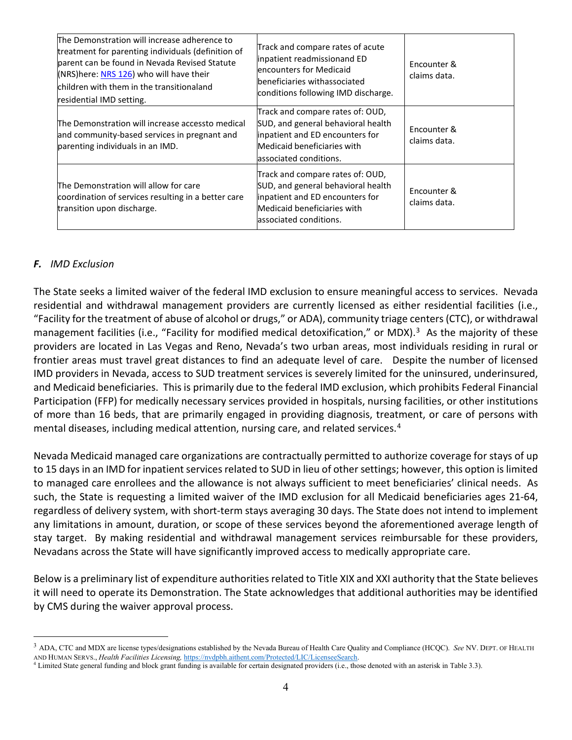| The Demonstration will increase adherence to treatment for parenting individuals (definition of parent can be found in Nevada Revised Statute (NRS)here: [NRS 126](NRS 126)) who will have their children with them in the transitionaland residential IMD setting. | Track and compare rates of acute inpatient readmissionand ED encounters for Medicaid beneficiaries withassociated conditions following IMD discharge. | Encounter & claims data. |
|---|---|---|
| The Demonstration will increase accessto medical and community-based services in pregnant and parenting individuals in an IMD. | Track and compare rates of: OUD, SUD, and general behavioral health inpatient and ED encounters for Medicaid beneficiaries with associated conditions. | Encounter & claims data. |
| The Demonstration will allow for care coordination of services resulting in a better care transition upon discharge. | Track and compare rates of: OUD, SUD, and general behavioral health inpatient and ED encounters for Medicaid beneficiaries with associated conditions. | Encounter & claims data. |

### ***F.*** *IMD Exclusion*

The State seeks a limited waiver of the federal IMD exclusion to ensure meaningful access to services. Nevada residential and withdrawal management providers are currently licensed as either residential facilities (i.e., "Facility for the treatment of abuse of alcohol or drugs," or ADA), community triage centers (CTC), or withdrawal management facilities (i.e., "Facility for modified medical detoxification," or MDX).[3] As the majority of these providers are located in Las Vegas and Reno, Nevada's two urban areas, most individuals residing in rural or frontier areas must travel great distances to find an adequate level of care. Despite the number of licensed IMD providers in Nevada, access to SUD treatment services is severely limited for the uninsured, underinsured, and Medicaid beneficiaries. This is primarily due to the federal IMD exclusion, which prohibits Federal Financial Participation (FFP) for medically necessary services provided in hospitals, nursing facilities, or other institutions of more than 16 beds, that are primarily engaged in providing diagnosis, treatment, or care of persons with mental diseases, including medical attention, nursing care, and related services.[4]

Nevada Medicaid managed care organizations are contractually permitted to authorize coverage for stays of up to 15 days in an IMD for inpatient services related to SUD in lieu of other settings; however, this option is limited to managed care enrollees and the allowance is not always sufficient to meet beneficiaries' clinical needs. As such, the State is requesting a limited waiver of the IMD exclusion for all Medicaid beneficiaries ages 21-64, regardless of delivery system, with short-term stays averaging 30 days. The State does not intend to implement any limitations in amount, duration, or scope of these services beyond the aforementioned average length of stay target. By making residential and withdrawal management services reimbursable for these providers, Nevadans across the State will have significantly improved access to medically appropriate care.

Below is a preliminary list of expenditure authorities related to Title XIX and XXI authority that the State believes it will need to operate its Demonstration. The State acknowledges that additional authorities may be identified by CMS during the waiver approval process.

---

[3] ADA, CTC and MDX are license types/designations established by the Nevada Bureau of Health Care Quality and Compliance (HCQC). *See* NV. DEPT. OF HEALTH AND HUMAN SERVS., *Health Facilities Licensing,* https://nvdpbh.aithent.com/Protected/LIC/LicenseeSearch.

[4] Limited State general funding and block grant funding is available for certain designated providers (i.e., those denoted with an asterisk in Table 3.3).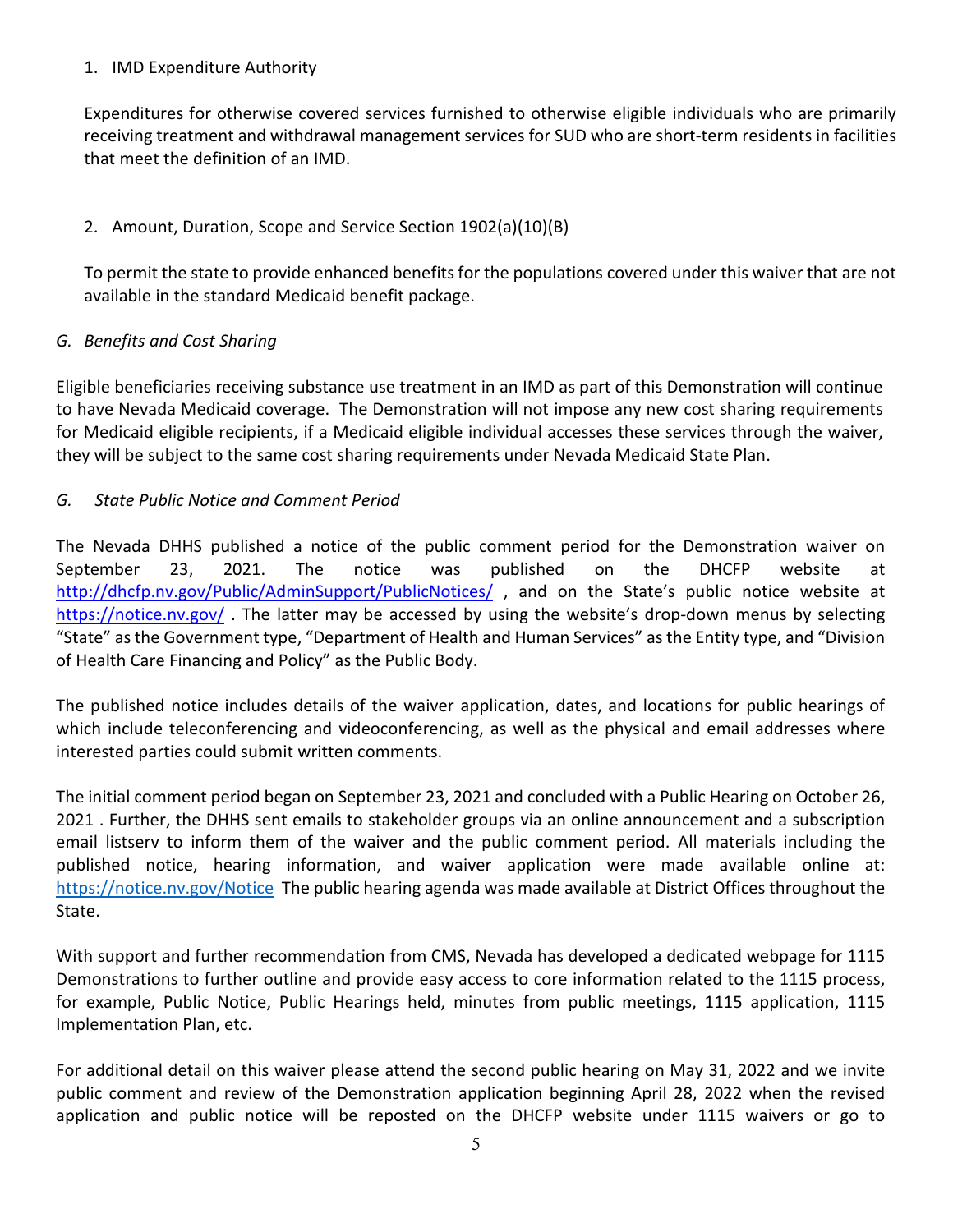1. IMD Expenditure Authority

   Expenditures for otherwise covered services furnished to otherwise eligible individuals who are primarily receiving treatment and withdrawal management services for SUD who are short-term residents in facilities that meet the definition of an IMD.

2. Amount, Duration, Scope and Service Section 1902(a)(10)(B)

   To permit the state to provide enhanced benefits for the populations covered under this waiver that are not available in the standard Medicaid benefit package.

### *G. Benefits and Cost Sharing*

Eligible beneficiaries receiving substance use treatment in an IMD as part of this Demonstration will continue to have Nevada Medicaid coverage. The Demonstration will not impose any new cost sharing requirements for Medicaid eligible recipients, if a Medicaid eligible individual accesses these services through the waiver, they will be subject to the same cost sharing requirements under Nevada Medicaid State Plan.

### *G. State Public Notice and Comment Period*

The Nevada DHHS published a notice of the public comment period for the Demonstration waiver on September 23, 2021. The notice was published on the DHCFP website at [http://dhcfp.nv.gov/Public/AdminSupport/PublicNotices/](http://dhcfp.nv.gov/Public/AdminSupport/PublicNotices/) , and on the State's public notice website at [https://notice.nv.gov/](https://notice.nv.gov/) . The latter may be accessed by using the website's drop-down menus by selecting "State" as the Government type, "Department of Health and Human Services" as the Entity type, and "Division of Health Care Financing and Policy" as the Public Body.

The published notice includes details of the waiver application, dates, and locations for public hearings of which include teleconferencing and videoconferencing, as well as the physical and email addresses where interested parties could submit written comments.

The initial comment period began on September 23, 2021 and concluded with a Public Hearing on October 26, 2021 . Further, the DHHS sent emails to stakeholder groups via an online announcement and a subscription email listserv to inform them of the waiver and the public comment period. All materials including the published notice, hearing information, and waiver application were made available online at: [https://notice.nv.gov/Notice](https://notice.nv.gov/Notice) The public hearing agenda was made available at District Offices throughout the State.

With support and further recommendation from CMS, Nevada has developed a dedicated webpage for 1115 Demonstrations to further outline and provide easy access to core information related to the 1115 process, for example, Public Notice, Public Hearings held, minutes from public meetings, 1115 application, 1115 Implementation Plan, etc.

For additional detail on this waiver please attend the second public hearing on May 31, 2022 and we invite public comment and review of the Demonstration application beginning April 28, 2022 when the revised application and public notice will be reposted on the DHCFP website under 1115 waivers or go to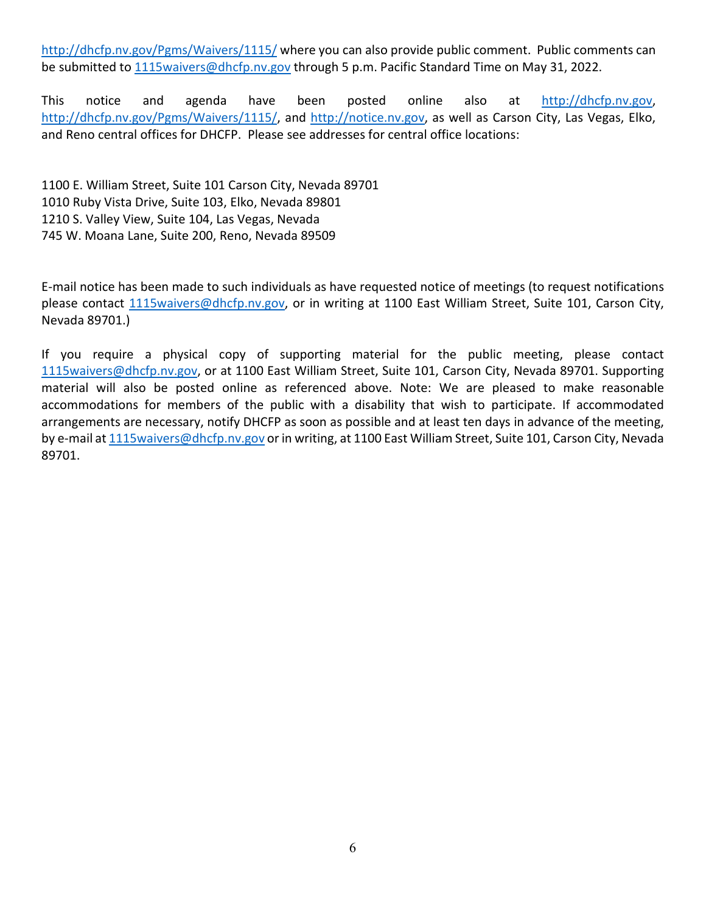http://dhcfp.nv.gov/Pgms/Waivers/1115/ where you can also provide public comment. Public comments can be submitted to 1115waivers@dhcfp.nv.gov through 5 p.m. Pacific Standard Time on May 31, 2022.

This notice and agenda have been posted online also at http://dhcfp.nv.gov, http://dhcfp.nv.gov/Pgms/Waivers/1115/, and http://notice.nv.gov, as well as Carson City, Las Vegas, Elko, and Reno central offices for DHCFP. Please see addresses for central office locations:

1100 E. William Street, Suite 101 Carson City, Nevada 89701
1010 Ruby Vista Drive, Suite 103, Elko, Nevada 89801
1210 S. Valley View, Suite 104, Las Vegas, Nevada
745 W. Moana Lane, Suite 200, Reno, Nevada 89509

E-mail notice has been made to such individuals as have requested notice of meetings (to request notifications please contact 1115waivers@dhcfp.nv.gov, or in writing at 1100 East William Street, Suite 101, Carson City, Nevada 89701.)

If you require a physical copy of supporting material for the public meeting, please contact 1115waivers@dhcfp.nv.gov, or at 1100 East William Street, Suite 101, Carson City, Nevada 89701. Supporting material will also be posted online as referenced above. Note: We are pleased to make reasonable accommodations for members of the public with a disability that wish to participate. If accommodated arrangements are necessary, notify DHCFP as soon as possible and at least ten days in advance of the meeting, by e-mail at 1115waivers@dhcfp.nv.gov or in writing, at 1100 East William Street, Suite 101, Carson City, Nevada 89701.